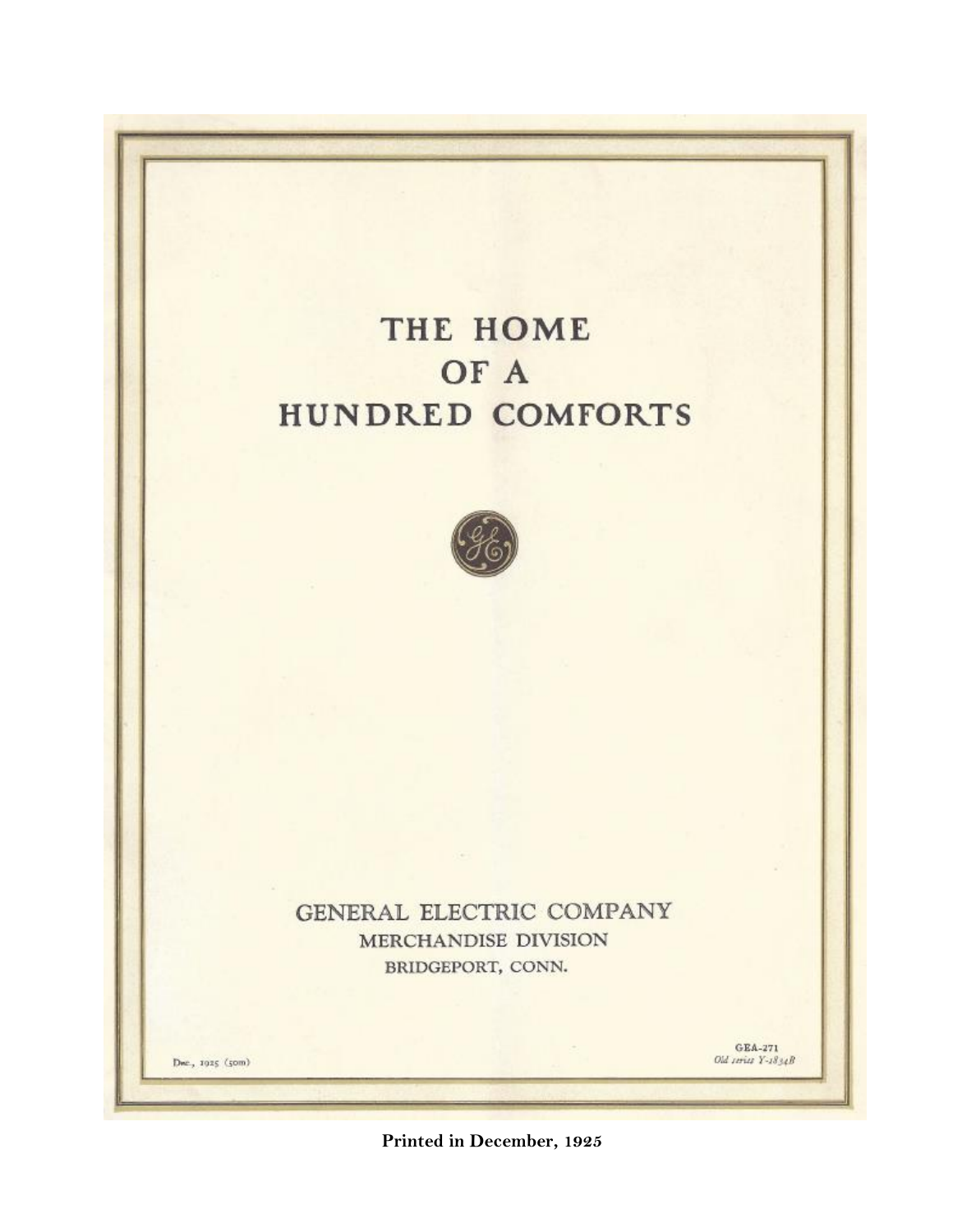# THE HOME OF A HUNDRED COMFORTS

GENERAL ELECTRIC COMPANY
MERCHANDISE DIVISION
BRIDGEPORT, CONN.

Dec., 1925 (50m)

GEA-271
*Old series Y-1834B*

**Printed in December, 1925**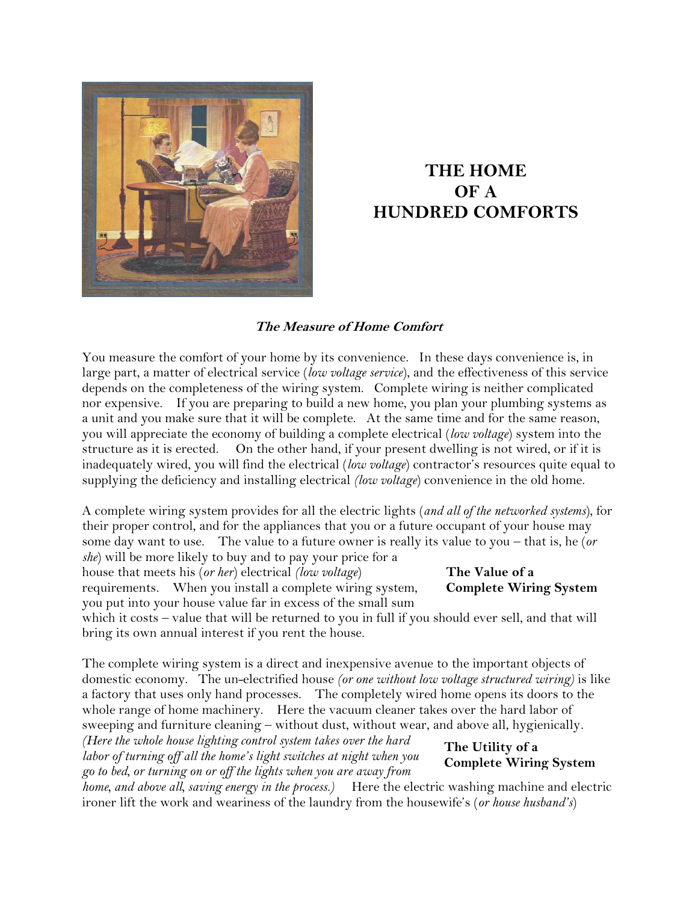# THE HOME OF A HUNDRED COMFORTS

***The Measure of Home Comfort***

You measure the comfort of your home by its convenience. In these days convenience is, in large part, a matter of electrical service (*low voltage service*), and the effectiveness of this service depends on the completeness of the wiring system. Complete wiring is neither complicated nor expensive. If you are preparing to build a new home, you plan your plumbing systems as a unit and you make sure that it will be complete. At the same time and for the same reason, you will appreciate the economy of building a complete electrical (*low voltage*) system into the structure as it is erected. On the other hand, if your present dwelling is not wired, or if it is inadequately wired, you will find the electrical (*low voltage*) contractor's resources quite equal to supplying the deficiency and installing electrical *(low voltage*) convenience in the old home.

**The Value of a Complete Wiring System**

A complete wiring system provides for all the electric lights (*and all of the networked systems*), for their proper control, and for the appliances that you or a future occupant of your house may some day want to use. The value to a future owner is really its value to you – that is, he (*or she*) will be more likely to buy and to pay your price for a house that meets his (*or her*) electrical *(low voltage*) requirements. When you install a complete wiring system, you put into your house value far in excess of the small sum which it costs – value that will be returned to you in full if you should ever sell, and that will bring its own annual interest if you rent the house.

**The Utility of a Complete Wiring System**

The complete wiring system is a direct and inexpensive avenue to the important objects of domestic economy. The un-electrified house *(or one without low voltage structured wiring)* is like a factory that uses only hand processes. The completely wired home opens its doors to the whole range of home machinery. Here the vacuum cleaner takes over the hard labor of sweeping and furniture cleaning – without dust, without wear, and above all, hygienically. *(Here the whole house lighting control system takes over the hard labor of turning off all the home's light switches at night when you go to bed, or turning on or off the lights when you are away from home, and above all, saving energy in the process.)* Here the electric washing machine and electric ironer lift the work and weariness of the laundry from the housewife's (*or house husband's*)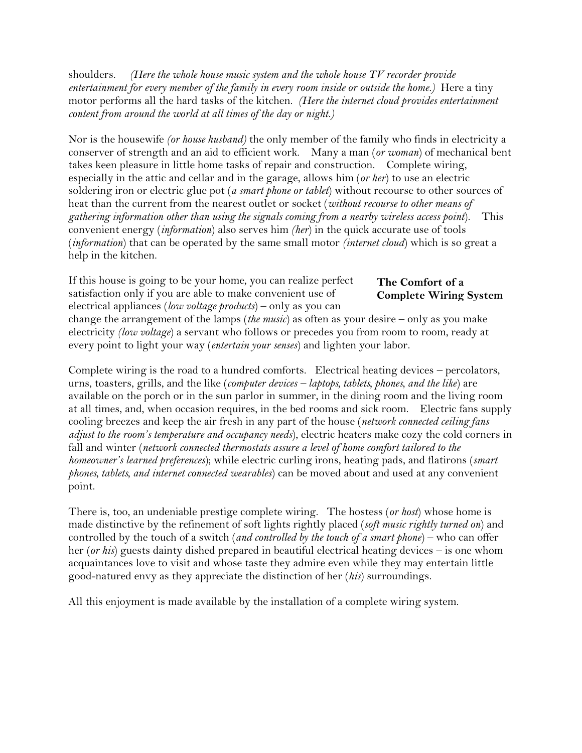shoulders. *(Here the whole house music system and the whole house TV recorder provide entertainment for every member of the family in every room inside or outside the home.)* Here a tiny motor performs all the hard tasks of the kitchen. *(Here the internet cloud provides entertainment content from around the world at all times of the day or night.)*

Nor is the housewife *(or house husband)* the only member of the family who finds in electricity a conserver of strength and an aid to efficient work. Many a man (*or woman*) of mechanical bent takes keen pleasure in little home tasks of repair and construction. Complete wiring, especially in the attic and cellar and in the garage, allows him (*or her*) to use an electric soldering iron or electric glue pot (*a smart phone or tablet*) without recourse to other sources of heat than the current from the nearest outlet or socket (*without recourse to other means of gathering information other than using the signals coming from a nearby wireless access point*). This convenient energy (*information*) also serves him *(her)* in the quick accurate use of tools (*information*) that can be operated by the same small motor *(internet cloud)* which is so great a help in the kitchen.

**The Comfort of a Complete Wiring System**

If this house is going to be your home, you can realize perfect satisfaction only if you are able to make convenient use of electrical appliances (*low voltage products*) – only as you can change the arrangement of the lamps (*the music*) as often as your desire – only as you make electricity *(low voltage)* a servant who follows or precedes you from room to room, ready at every point to light your way (*entertain your senses*) and lighten your labor.

Complete wiring is the road to a hundred comforts. Electrical heating devices – percolators, urns, toasters, grills, and the like (*computer devices – laptops, tablets, phones, and the like*) are available on the porch or in the sun parlor in summer, in the dining room and the living room at all times, and, when occasion requires, in the bed rooms and sick room. Electric fans supply cooling breezes and keep the air fresh in any part of the house (*network connected ceiling fans adjust to the room's temperature and occupancy needs*), electric heaters make cozy the cold corners in fall and winter (*network connected thermostats assure a level of home comfort tailored to the homeowner's learned preferences*); while electric curling irons, heating pads, and flatirons (*smart phones, tablets, and internet connected wearables*) can be moved about and used at any convenient point.

There is, too, an undeniable prestige complete wiring. The hostess (*or host*) whose home is made distinctive by the refinement of soft lights rightly placed (*soft music rightly turned on*) and controlled by the touch of a switch (*and controlled by the touch of a smart phone*) – who can offer her (*or his*) guests dainty dished prepared in beautiful electrical heating devices – is one whom acquaintances love to visit and whose taste they admire even while they may entertain little good-natured envy as they appreciate the distinction of her (*his*) surroundings.

All this enjoyment is made available by the installation of a complete wiring system.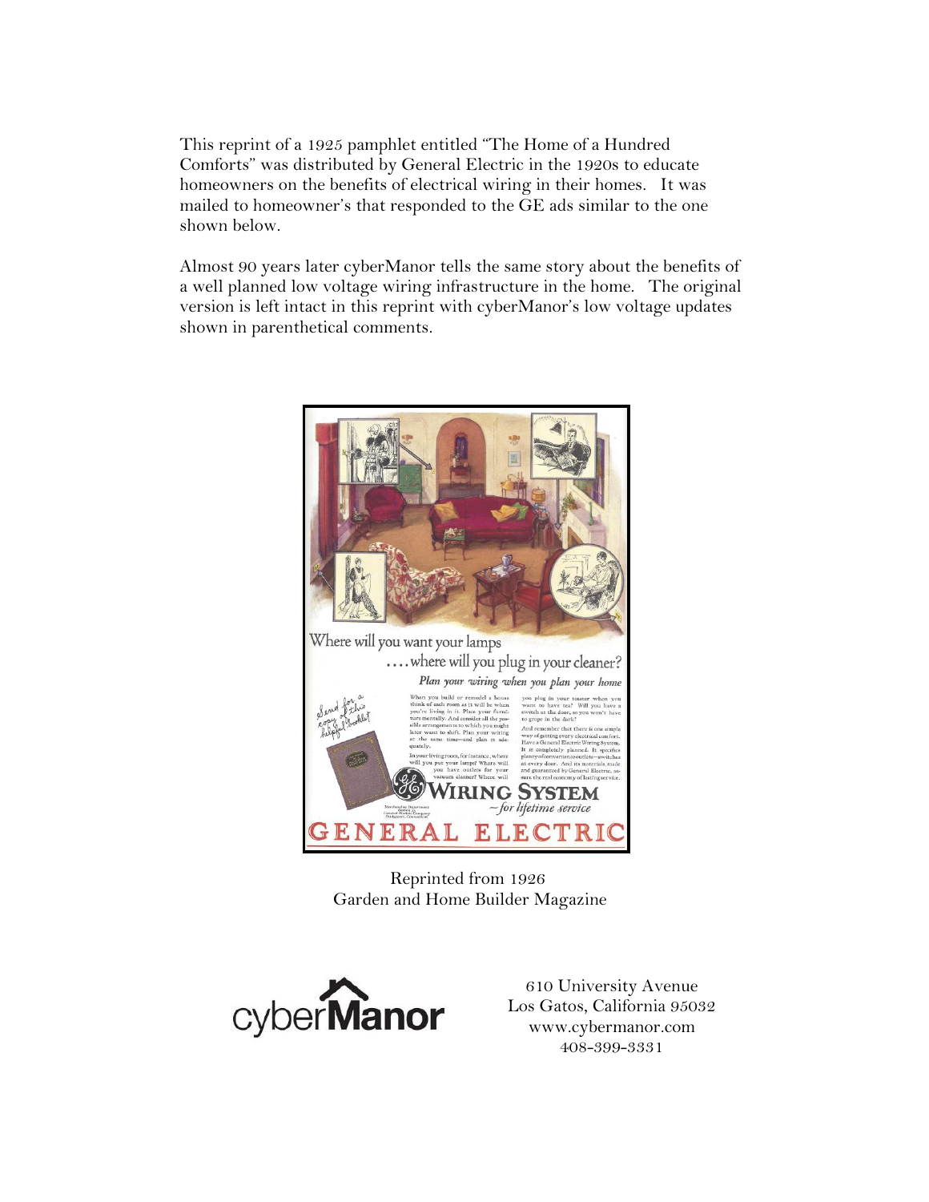This reprint of a 1925 pamphlet entitled "The Home of a Hundred Comforts" was distributed by General Electric in the 1920s to educate homeowners on the benefits of electrical wiring in their homes. It was mailed to homeowner's that responded to the GE ads similar to the one shown below.

Almost 90 years later cyberManor tells the same story about the benefits of a well planned low voltage wiring infrastructure in the home. The original version is left intact in this reprint with cyberManor's low voltage updates shown in parenthetical comments.

Where will you want your lamps

....where will you plug in your cleaner?

*Plan your wiring when you plan your home*

When you build or remodel a house think of each room as it will be when you're living in it. Place your furniture mentally. And consider all the possible arrangements to which you might later want to shift. Plan your wiring at the same time—and plan it adequately.

In your living room, for instance, where will you put your lamps? Where will you have outlets for your vacuum cleaner? Where will you plug in your toaster when you want to have tea? Will you have a switch at the door, so you won't have to grope in the dark?

And remember that there is one simple way of getting every electrical comfort. Have a General Electric Wiring System. It is completely planned. It specifies plenty of convenience outlets—switches at every door. And its materials, made and guaranteed by General Electric, assure the real economy of lasting service.

*Send for a copy of this helpful booklet*

WIRING SYSTEM

*—for lifetime service*

GENERAL ELECTRIC

Reprinted from 1926
Garden and Home Builder Magazine

cyberManor

610 University Avenue
Los Gatos, California 95032
www.cybermanor.com
408-399-3331